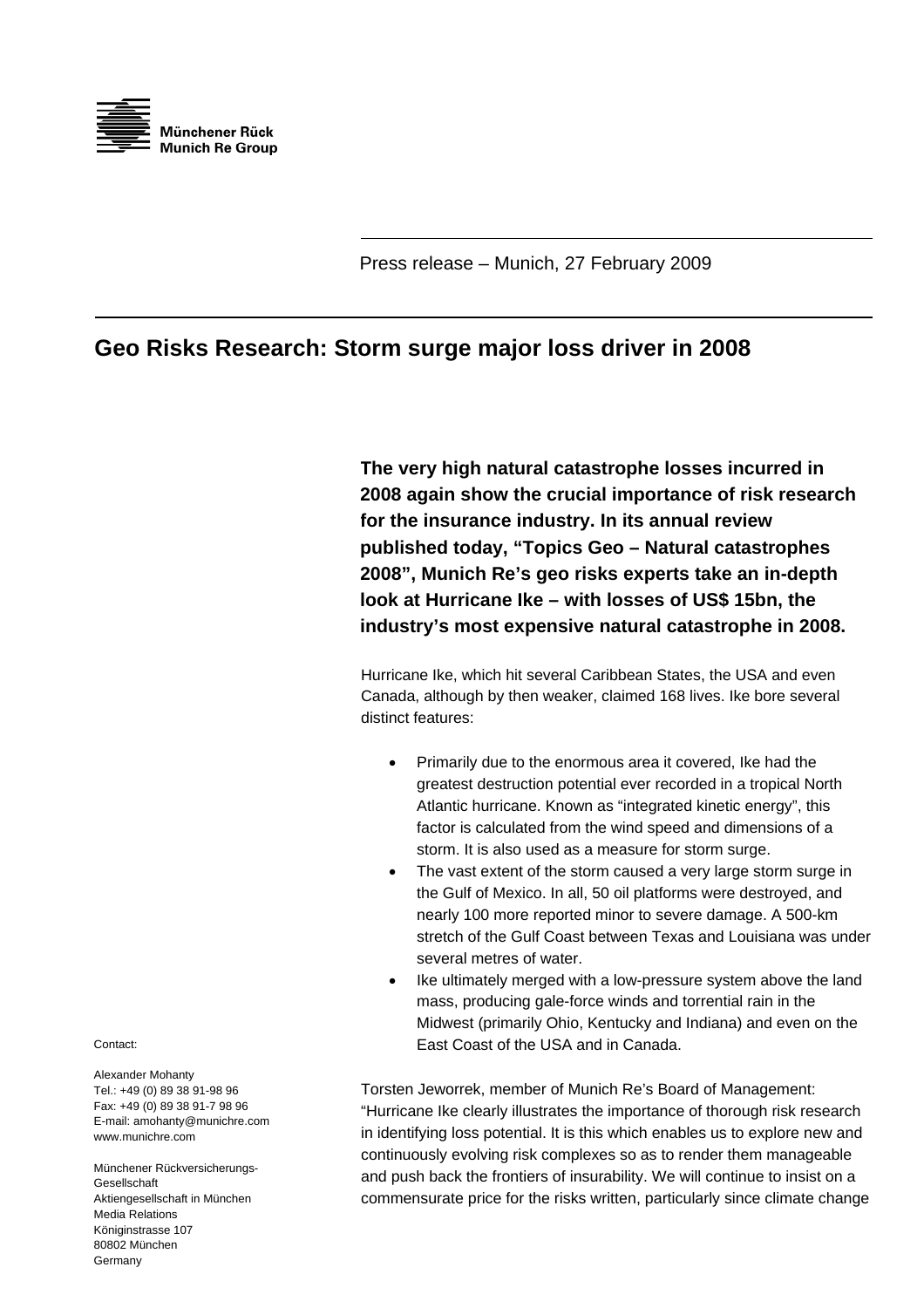Münchener Rück
Munich Re Group

Press release – Munich, 27 February 2009

# Geo Risks Research: Storm surge major loss driver in 2008

**The very high natural catastrophe losses incurred in 2008 again show the crucial importance of risk research for the insurance industry. In its annual review published today, "Topics Geo – Natural catastrophes 2008", Munich Re's geo risks experts take an in-depth look at Hurricane Ike – with losses of US$ 15bn, the industry's most expensive natural catastrophe in 2008.**

Hurricane Ike, which hit several Caribbean States, the USA and even Canada, although by then weaker, claimed 168 lives. Ike bore several distinct features:

- Primarily due to the enormous area it covered, Ike had the greatest destruction potential ever recorded in a tropical North Atlantic hurricane. Known as "integrated kinetic energy", this factor is calculated from the wind speed and dimensions of a storm. It is also used as a measure for storm surge.
- The vast extent of the storm caused a very large storm surge in the Gulf of Mexico. In all, 50 oil platforms were destroyed, and nearly 100 more reported minor to severe damage. A 500-km stretch of the Gulf Coast between Texas and Louisiana was under several metres of water.
- Ike ultimately merged with a low-pressure system above the land mass, producing gale-force winds and torrential rain in the Midwest (primarily Ohio, Kentucky and Indiana) and even on the East Coast of the USA and in Canada.

Torsten Jeworrek, member of Munich Re's Board of Management: "Hurricane Ike clearly illustrates the importance of thorough risk research in identifying loss potential. It is this which enables us to explore new and continuously evolving risk complexes so as to render them manageable and push back the frontiers of insurability. We will continue to insist on a commensurate price for the risks written, particularly since climate change

Contact:

Alexander Mohanty
Tel.: +49 (0) 89 38 91-98 96
Fax: +49 (0) 89 38 91-7 98 96
E-mail: amohanty@munichre.com
www.munichre.com

Münchener Rückversicherungs-Gesellschaft
Aktiengesellschaft in München
Media Relations
Königinstrasse 107
80802 München
Germany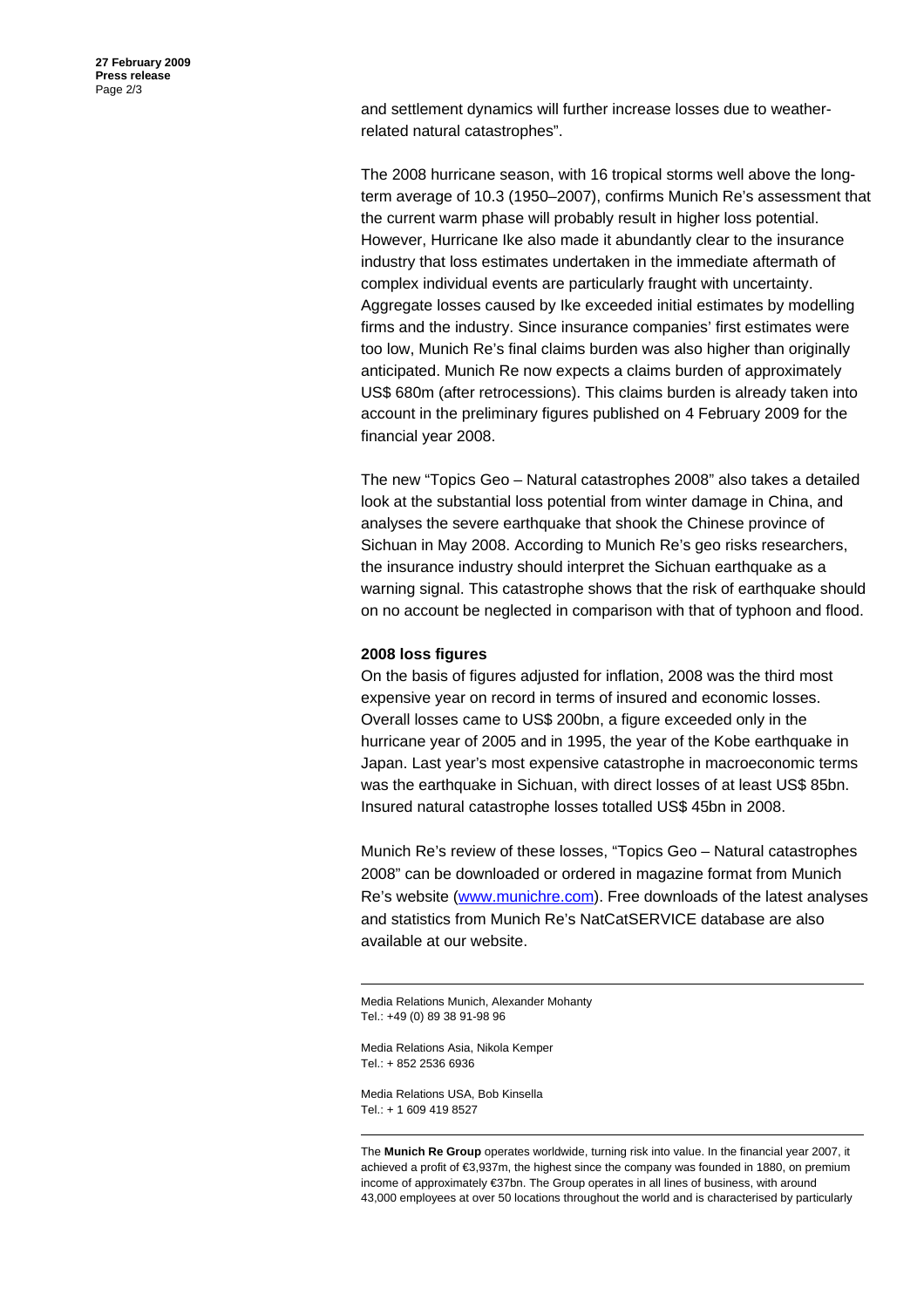and settlement dynamics will further increase losses due to weather-related natural catastrophes".

The 2008 hurricane season, with 16 tropical storms well above the long-term average of 10.3 (1950–2007), confirms Munich Re's assessment that the current warm phase will probably result in higher loss potential. However, Hurricane Ike also made it abundantly clear to the insurance industry that loss estimates undertaken in the immediate aftermath of complex individual events are particularly fraught with uncertainty. Aggregate losses caused by Ike exceeded initial estimates by modelling firms and the industry. Since insurance companies' first estimates were too low, Munich Re's final claims burden was also higher than originally anticipated. Munich Re now expects a claims burden of approximately US$ 680m (after retrocessions). This claims burden is already taken into account in the preliminary figures published on 4 February 2009 for the financial year 2008.

The new "Topics Geo – Natural catastrophes 2008" also takes a detailed look at the substantial loss potential from winter damage in China, and analyses the severe earthquake that shook the Chinese province of Sichuan in May 2008. According to Munich Re's geo risks researchers, the insurance industry should interpret the Sichuan earthquake as a warning signal. This catastrophe shows that the risk of earthquake should on no account be neglected in comparison with that of typhoon and flood.

**2008 loss figures**

On the basis of figures adjusted for inflation, 2008 was the third most expensive year on record in terms of insured and economic losses. Overall losses came to US$ 200bn, a figure exceeded only in the hurricane year of 2005 and in 1995, the year of the Kobe earthquake in Japan. Last year's most expensive catastrophe in macroeconomic terms was the earthquake in Sichuan, with direct losses of at least US$ 85bn. Insured natural catastrophe losses totalled US$ 45bn in 2008.

Munich Re's review of these losses, "Topics Geo – Natural catastrophes 2008" can be downloaded or ordered in magazine format from Munich Re's website (www.munichre.com). Free downloads of the latest analyses and statistics from Munich Re's NatCatSERVICE database are also available at our website.

---

Media Relations Munich, Alexander Mohanty
Tel.: +49 (0) 89 38 91-98 96

Media Relations Asia, Nikola Kemper
Tel.: + 852 2536 6936

Media Relations USA, Bob Kinsella
Tel.: + 1 609 419 8527

---

The **Munich Re Group** operates worldwide, turning risk into value. In the financial year 2007, it achieved a profit of €3,937m, the highest since the company was founded in 1880, on premium income of approximately €37bn. The Group operates in all lines of business, with around 43,000 employees at over 50 locations throughout the world and is characterised by particularly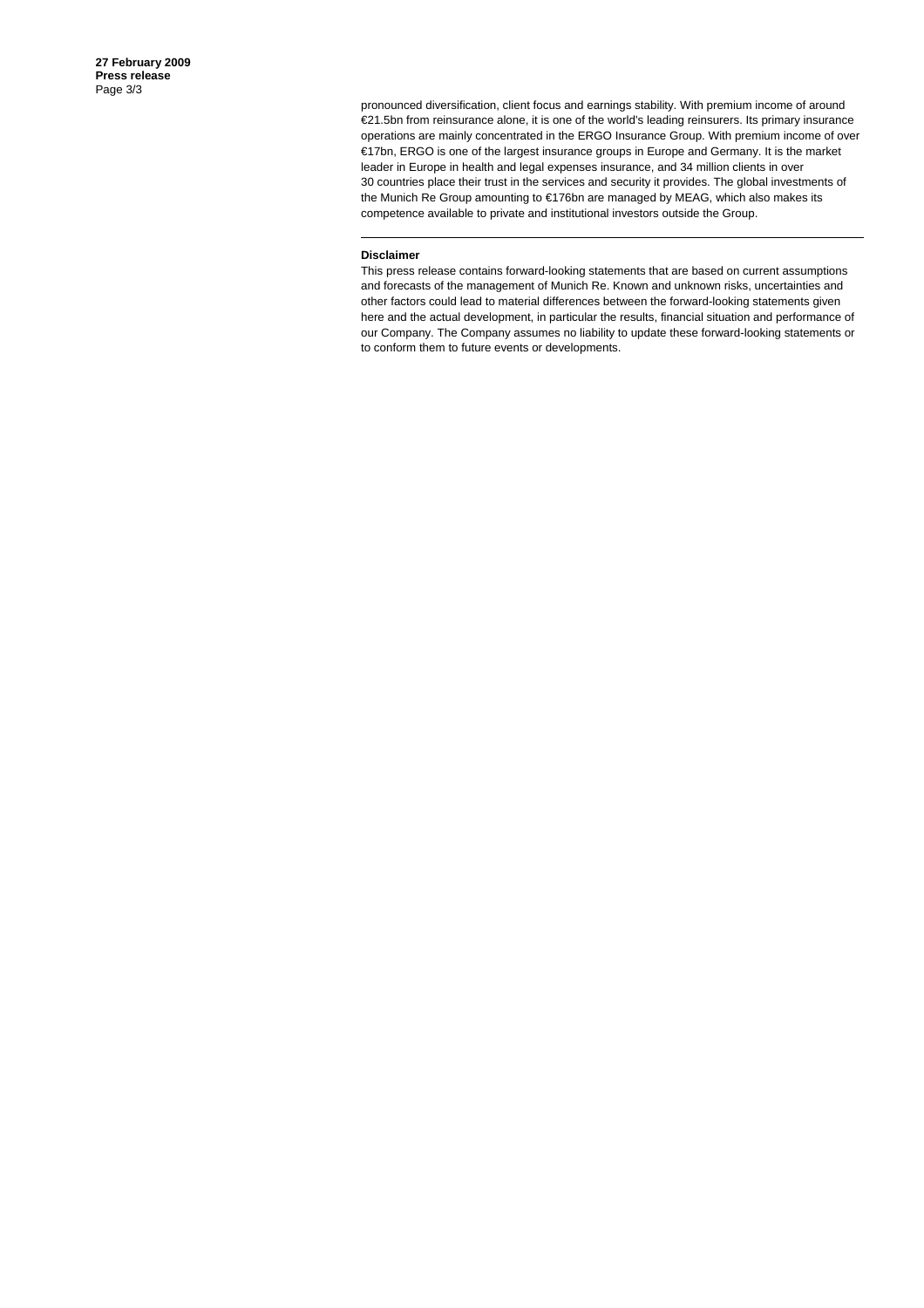pronounced diversification, client focus and earnings stability. With premium income of around €21.5bn from reinsurance alone, it is one of the world's leading reinsurers. Its primary insurance operations are mainly concentrated in the ERGO Insurance Group. With premium income of over €17bn, ERGO is one of the largest insurance groups in Europe and Germany. It is the market leader in Europe in health and legal expenses insurance, and 34 million clients in over 30 countries place their trust in the services and security it provides. The global investments of the Munich Re Group amounting to €176bn are managed by MEAG, which also makes its competence available to private and institutional investors outside the Group.

---

**Disclaimer**

This press release contains forward-looking statements that are based on current assumptions and forecasts of the management of Munich Re. Known and unknown risks, uncertainties and other factors could lead to material differences between the forward-looking statements given here and the actual development, in particular the results, financial situation and performance of our Company. The Company assumes no liability to update these forward-looking statements or to conform them to future events or developments.